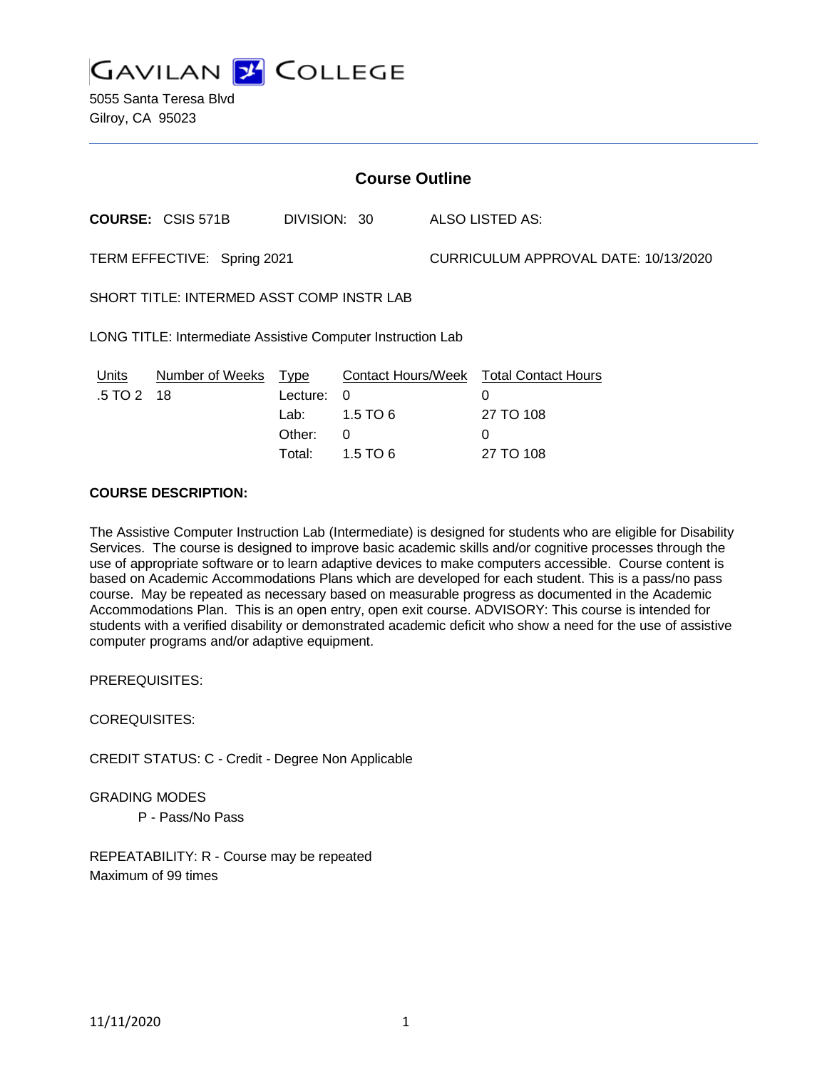# GAVILAN COLLEGE

5055 Santa Teresa Blvd
Gilroy, CA 95023

## Course Outline

**COURSE:** CSIS 571B DIVISION: 30 ALSO LISTED AS:

TERM EFFECTIVE: Spring 2021 CURRICULUM APPROVAL DATE: 10/13/2020

SHORT TITLE: INTERMED ASST COMP INSTR LAB

LONG TITLE: Intermediate Assistive Computer Instruction Lab

| Units | Number of Weeks | Type | Contact Hours/Week | Total Contact Hours |
|---|---|---|---|---|
| .5 TO 2 | 18 | Lecture: | 0 | 0 |
| | | Lab: | 1.5 TO 6 | 27 TO 108 |
| | | Other: | 0 | 0 |
| | | Total: | 1.5 TO 6 | 27 TO 108 |

**COURSE DESCRIPTION:**

The Assistive Computer Instruction Lab (Intermediate) is designed for students who are eligible for Disability Services. The course is designed to improve basic academic skills and/or cognitive processes through the use of appropriate software or to learn adaptive devices to make computers accessible. Course content is based on Academic Accommodations Plans which are developed for each student. This is a pass/no pass course. May be repeated as necessary based on measurable progress as documented in the Academic Accommodations Plan. This is an open entry, open exit course. ADVISORY: This course is intended for students with a verified disability or demonstrated academic deficit who show a need for the use of assistive computer programs and/or adaptive equipment.

PREREQUISITES:

COREQUISITES:

CREDIT STATUS: C - Credit - Degree Non Applicable

GRADING MODES

P - Pass/No Pass

REPEATABILITY: R - Course may be repeated
Maximum of 99 times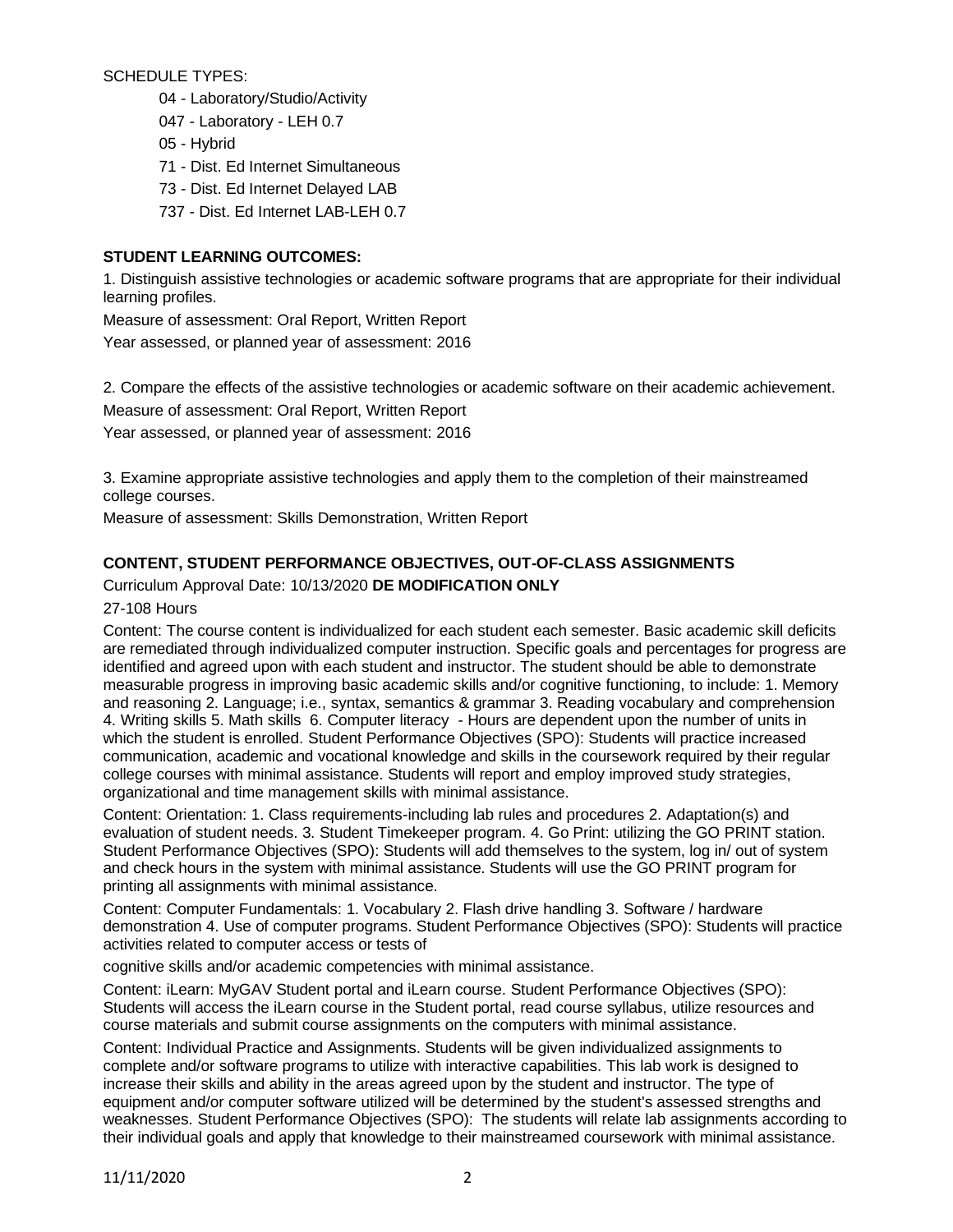SCHEDULE TYPES:

- 04 - Laboratory/Studio/Activity
- 047 - Laboratory - LEH 0.7
- 05 - Hybrid
- 71 - Dist. Ed Internet Simultaneous
- 73 - Dist. Ed Internet Delayed LAB
- 737 - Dist. Ed Internet LAB-LEH 0.7

**STUDENT LEARNING OUTCOMES:**

1. Distinguish assistive technologies or academic software programs that are appropriate for their individual learning profiles.

Measure of assessment: Oral Report, Written Report

Year assessed, or planned year of assessment: 2016

2. Compare the effects of the assistive technologies or academic software on their academic achievement.

Measure of assessment: Oral Report, Written Report

Year assessed, or planned year of assessment: 2016

3. Examine appropriate assistive technologies and apply them to the completion of their mainstreamed college courses.

Measure of assessment: Skills Demonstration, Written Report

**CONTENT, STUDENT PERFORMANCE OBJECTIVES, OUT-OF-CLASS ASSIGNMENTS**

Curriculum Approval Date: 10/13/2020 **DE MODIFICATION ONLY**

27-108 Hours

Content: The course content is individualized for each student each semester. Basic academic skill deficits are remediated through individualized computer instruction. Specific goals and percentages for progress are identified and agreed upon with each student and instructor. The student should be able to demonstrate measurable progress in improving basic academic skills and/or cognitive functioning, to include: 1. Memory and reasoning 2. Language; i.e., syntax, semantics & grammar 3. Reading vocabulary and comprehension 4. Writing skills 5. Math skills 6. Computer literacy - Hours are dependent upon the number of units in which the student is enrolled. Student Performance Objectives (SPO): Students will practice increased communication, academic and vocational knowledge and skills in the coursework required by their regular college courses with minimal assistance. Students will report and employ improved study strategies, organizational and time management skills with minimal assistance.

Content: Orientation: 1. Class requirements-including lab rules and procedures 2. Adaptation(s) and evaluation of student needs. 3. Student Timekeeper program. 4. Go Print: utilizing the GO PRINT station. Student Performance Objectives (SPO): Students will add themselves to the system, log in/ out of system and check hours in the system with minimal assistance. Students will use the GO PRINT program for printing all assignments with minimal assistance.

Content: Computer Fundamentals: 1. Vocabulary 2. Flash drive handling 3. Software / hardware demonstration 4. Use of computer programs. Student Performance Objectives (SPO): Students will practice activities related to computer access or tests of cognitive skills and/or academic competencies with minimal assistance.

Content: iLearn: MyGAV Student portal and iLearn course. Student Performance Objectives (SPO): Students will access the iLearn course in the Student portal, read course syllabus, utilize resources and course materials and submit course assignments on the computers with minimal assistance.

Content: Individual Practice and Assignments. Students will be given individualized assignments to complete and/or software programs to utilize with interactive capabilities. This lab work is designed to increase their skills and ability in the areas agreed upon by the student and instructor. The type of equipment and/or computer software utilized will be determined by the student's assessed strengths and weaknesses. Student Performance Objectives (SPO): The students will relate lab assignments according to their individual goals and apply that knowledge to their mainstreamed coursework with minimal assistance.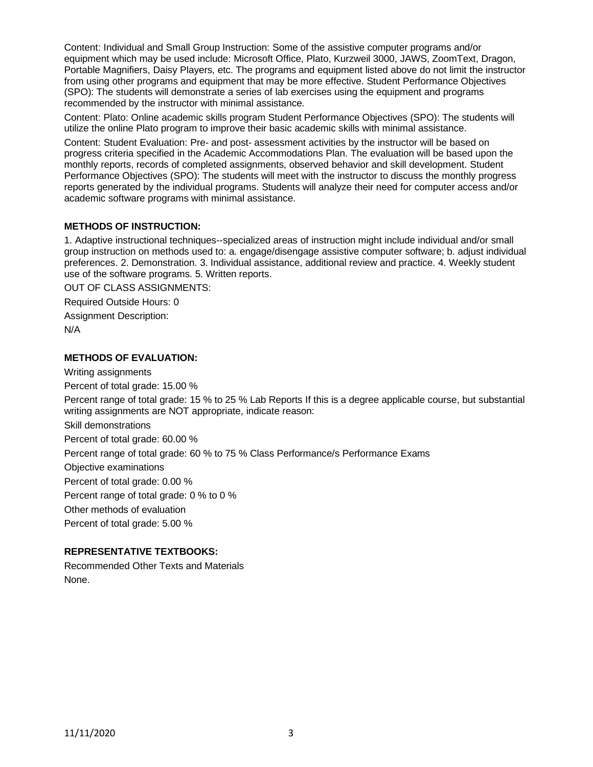Content: Individual and Small Group Instruction: Some of the assistive computer programs and/or equipment which may be used include: Microsoft Office, Plato, Kurzweil 3000, JAWS, ZoomText, Dragon, Portable Magnifiers, Daisy Players, etc. The programs and equipment listed above do not limit the instructor from using other programs and equipment that may be more effective. Student Performance Objectives (SPO): The students will demonstrate a series of lab exercises using the equipment and programs recommended by the instructor with minimal assistance.

Content: Plato: Online academic skills program Student Performance Objectives (SPO): The students will utilize the online Plato program to improve their basic academic skills with minimal assistance.

Content: Student Evaluation: Pre- and post- assessment activities by the instructor will be based on progress criteria specified in the Academic Accommodations Plan. The evaluation will be based upon the monthly reports, records of completed assignments, observed behavior and skill development. Student Performance Objectives (SPO): The students will meet with the instructor to discuss the monthly progress reports generated by the individual programs. Students will analyze their need for computer access and/or academic software programs with minimal assistance.

**METHODS OF INSTRUCTION:**

1. Adaptive instructional techniques--specialized areas of instruction might include individual and/or small group instruction on methods used to: a. engage/disengage assistive computer software; b. adjust individual preferences. 2. Demonstration. 3. Individual assistance, additional review and practice. 4. Weekly student use of the software programs. 5. Written reports.

OUT OF CLASS ASSIGNMENTS:

Required Outside Hours: 0

Assignment Description:

N/A

**METHODS OF EVALUATION:**

Writing assignments

Percent of total grade: 15.00 %

Percent range of total grade: 15 % to 25 % Lab Reports If this is a degree applicable course, but substantial writing assignments are NOT appropriate, indicate reason:

Skill demonstrations

Percent of total grade: 60.00 %

Percent range of total grade: 60 % to 75 % Class Performance/s Performance Exams

Objective examinations

Percent of total grade: 0.00 %

Percent range of total grade: 0 % to 0 %

Other methods of evaluation

Percent of total grade: 5.00 %

**REPRESENTATIVE TEXTBOOKS:**

Recommended Other Texts and Materials

None.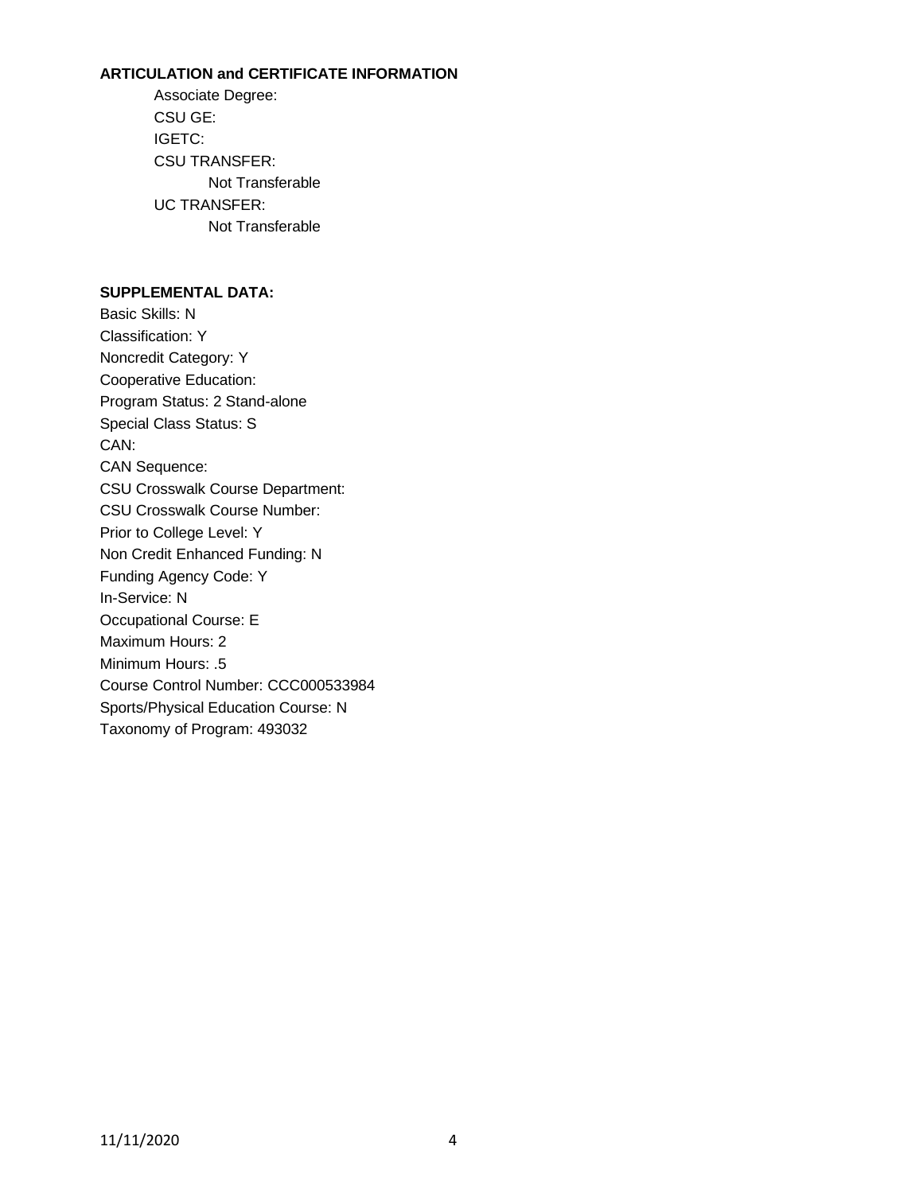**ARTICULATION and CERTIFICATE INFORMATION**

Associate Degree:
CSU GE:
IGETC:
CSU TRANSFER:
Not Transferable
UC TRANSFER:
Not Transferable

**SUPPLEMENTAL DATA:**

Basic Skills: N
Classification: Y
Noncredit Category: Y
Cooperative Education:
Program Status: 2 Stand-alone
Special Class Status: S
CAN:
CAN Sequence:
CSU Crosswalk Course Department:
CSU Crosswalk Course Number:
Prior to College Level: Y
Non Credit Enhanced Funding: N
Funding Agency Code: Y
In-Service: N
Occupational Course: E
Maximum Hours: 2
Minimum Hours: .5
Course Control Number: CCC000533984
Sports/Physical Education Course: N
Taxonomy of Program: 493032